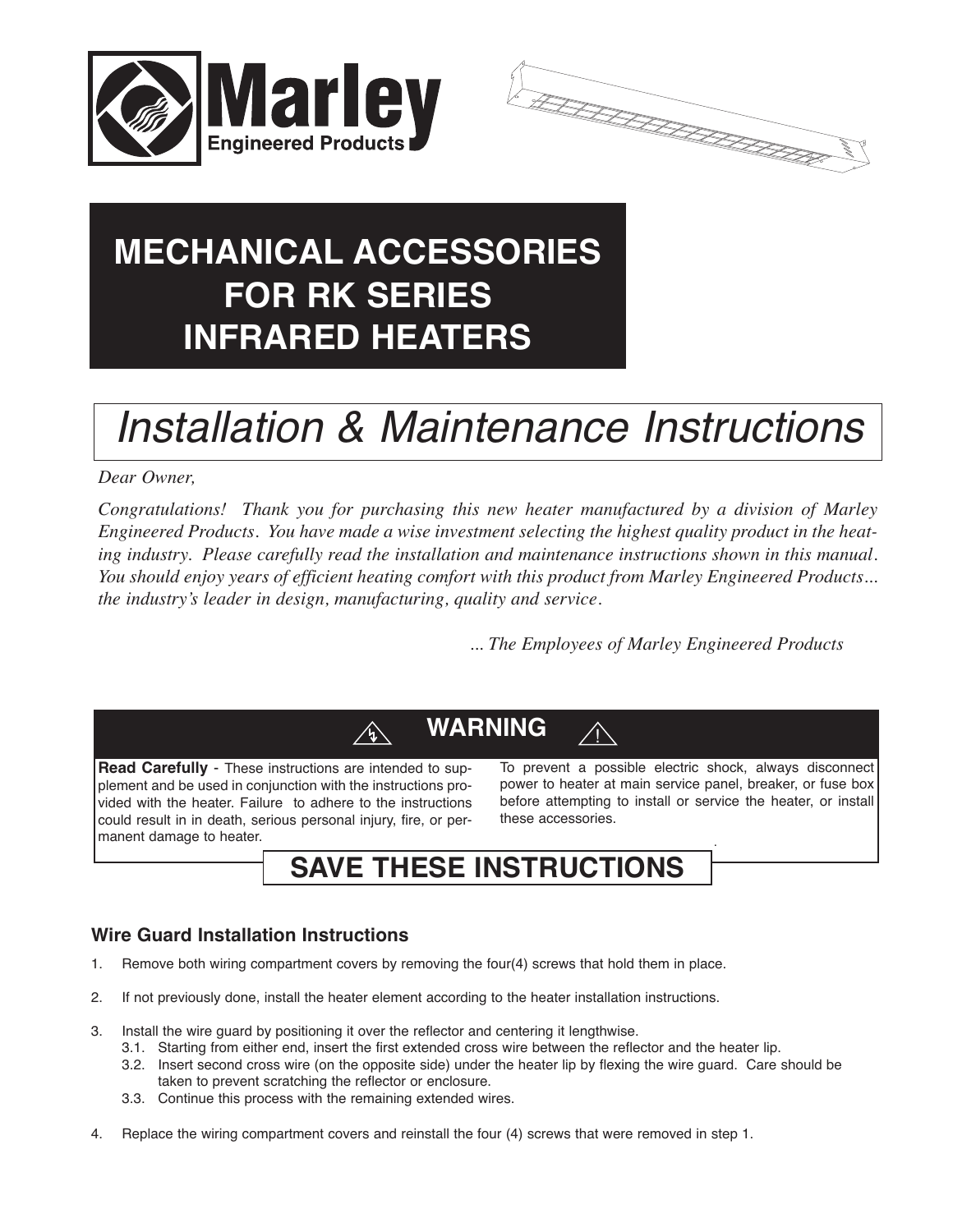Marley
Engineered Products

# MECHANICAL ACCESSORIES FOR RK SERIES INFRARED HEATERS

# Installation & Maintenance Instructions

*Dear Owner,*

*Congratulations! Thank you for purchasing this new heater manufactured by a division of Marley Engineered Products. You have made a wise investment selecting the highest quality product in the heating industry. Please carefully read the installation and maintenance instructions shown in this manual. You should enjoy years of efficient heating comfort with this product from Marley Engineered Products... the industry's leader in design, manufacturing, quality and service.*

*... The Employees of Marley Engineered Products*

## WARNING

**Read Carefully** - These instructions are intended to supplement and be used in conjunction with the instructions provided with the heater. Failure to adhere to the instructions could result in in death, serious personal injury, fire, or permanent damage to heater.

To prevent a possible electric shock, always disconnect power to heater at main service panel, breaker, or fuse box before attempting to install or service the heater, or install these accessories.

## SAVE THESE INSTRUCTIONS

### Wire Guard Installation Instructions

1. Remove both wiring compartment covers by removing the four(4) screws that hold them in place.
2. If not previously done, install the heater element according to the heater installation instructions.
3. Install the wire guard by positioning it over the reflector and centering it lengthwise.
   - 3.1. Starting from either end, insert the first extended cross wire between the reflector and the heater lip.
   - 3.2. Insert second cross wire (on the opposite side) under the heater lip by flexing the wire guard. Care should be taken to prevent scratching the reflector or enclosure.
   - 3.3. Continue this process with the remaining extended wires.
4. Replace the wiring compartment covers and reinstall the four (4) screws that were removed in step 1.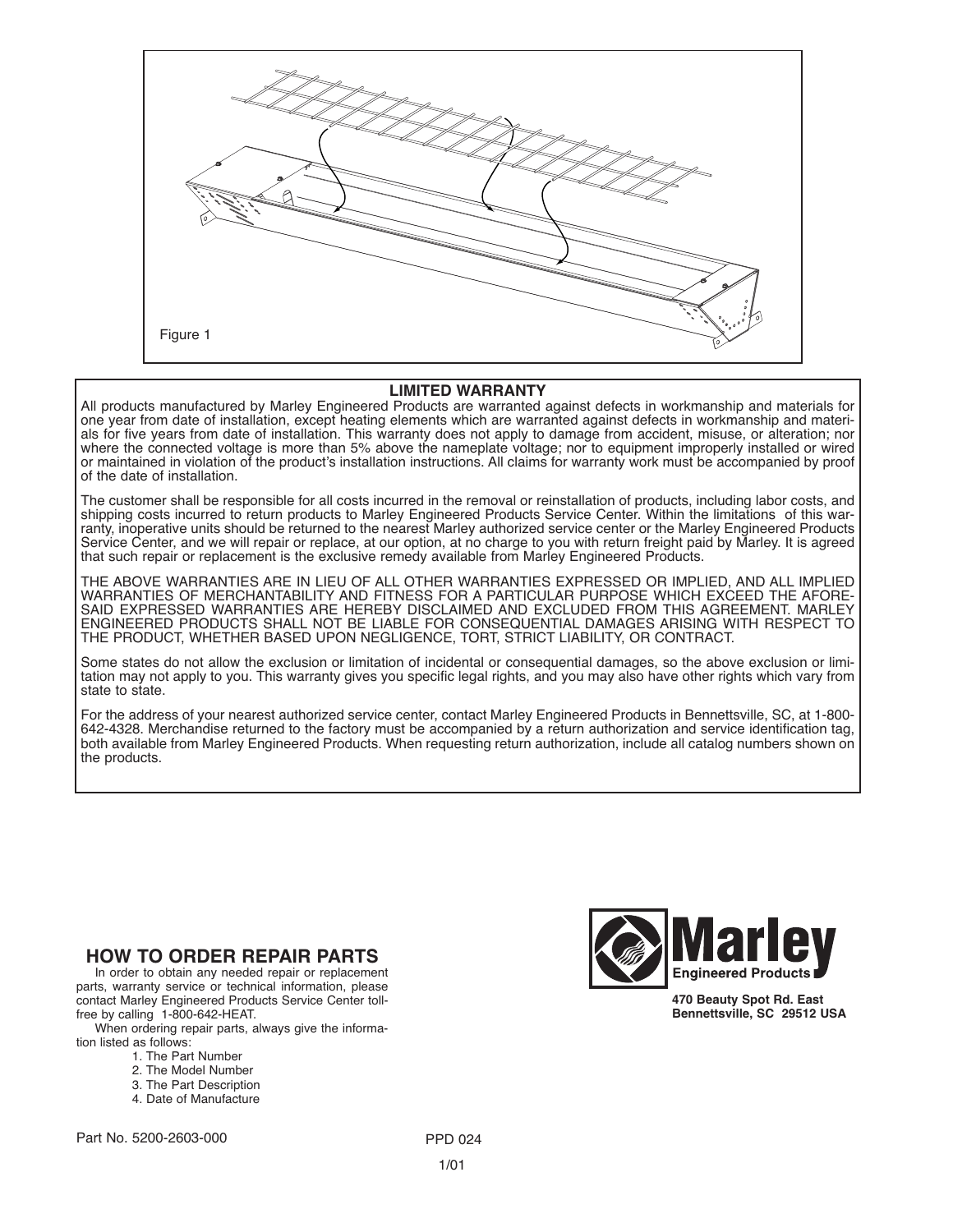Figure 1

## LIMITED WARRANTY

All products manufactured by Marley Engineered Products are warranted against defects in workmanship and materials for one year from date of installation, except heating elements which are warranted against defects in workmanship and materials for five years from date of installation. This warranty does not apply to damage from accident, misuse, or alteration; nor where the connected voltage is more than 5% above the nameplate voltage; nor to equipment improperly installed or wired or maintained in violation of the product's installation instructions. All claims for warranty work must be accompanied by proof of the date of installation.

The customer shall be responsible for all costs incurred in the removal or reinstallation of products, including labor costs, and shipping costs incurred to return products to Marley Engineered Products Service Center. Within the limitations of this warranty, inoperative units should be returned to the nearest Marley authorized service center or the Marley Engineered Products Service Center, and we will repair or replace, at our option, at no charge to you with return freight paid by Marley. It is agreed that such repair or replacement is the exclusive remedy available from Marley Engineered Products.

THE ABOVE WARRANTIES ARE IN LIEU OF ALL OTHER WARRANTIES EXPRESSED OR IMPLIED, AND ALL IMPLIED WARRANTIES OF MERCHANTABILITY AND FITNESS FOR A PARTICULAR PURPOSE WHICH EXCEED THE AFORESAID EXPRESSED WARRANTIES ARE HEREBY DISCLAIMED AND EXCLUDED FROM THIS AGREEMENT. MARLEY ENGINEERED PRODUCTS SHALL NOT BE LIABLE FOR CONSEQUENTIAL DAMAGES ARISING WITH RESPECT TO THE PRODUCT, WHETHER BASED UPON NEGLIGENCE, TORT, STRICT LIABILITY, OR CONTRACT.

Some states do not allow the exclusion or limitation of incidental or consequential damages, so the above exclusion or limitation may not apply to you. This warranty gives you specific legal rights, and you may also have other rights which vary from state to state.

For the address of your nearest authorized service center, contact Marley Engineered Products in Bennettsville, SC, at 1-800-642-4328. Merchandise returned to the factory must be accompanied by a return authorization and service identification tag, both available from Marley Engineered Products. When requesting return authorization, include all catalog numbers shown on the products.

## HOW TO ORDER REPAIR PARTS

In order to obtain any needed repair or replacement parts, warranty service or technical information, please contact Marley Engineered Products Service Center toll-free by calling 1-800-642-HEAT.

When ordering repair parts, always give the information listed as follows:

1. The Part Number
2. The Model Number
3. The Part Description
4. Date of Manufacture

**Marley Engineered Products**

**470 Beauty Spot Rd. East**
**Bennettsville, SC 29512 USA**

Part No. 5200-2603-000

PPD 024

1/01